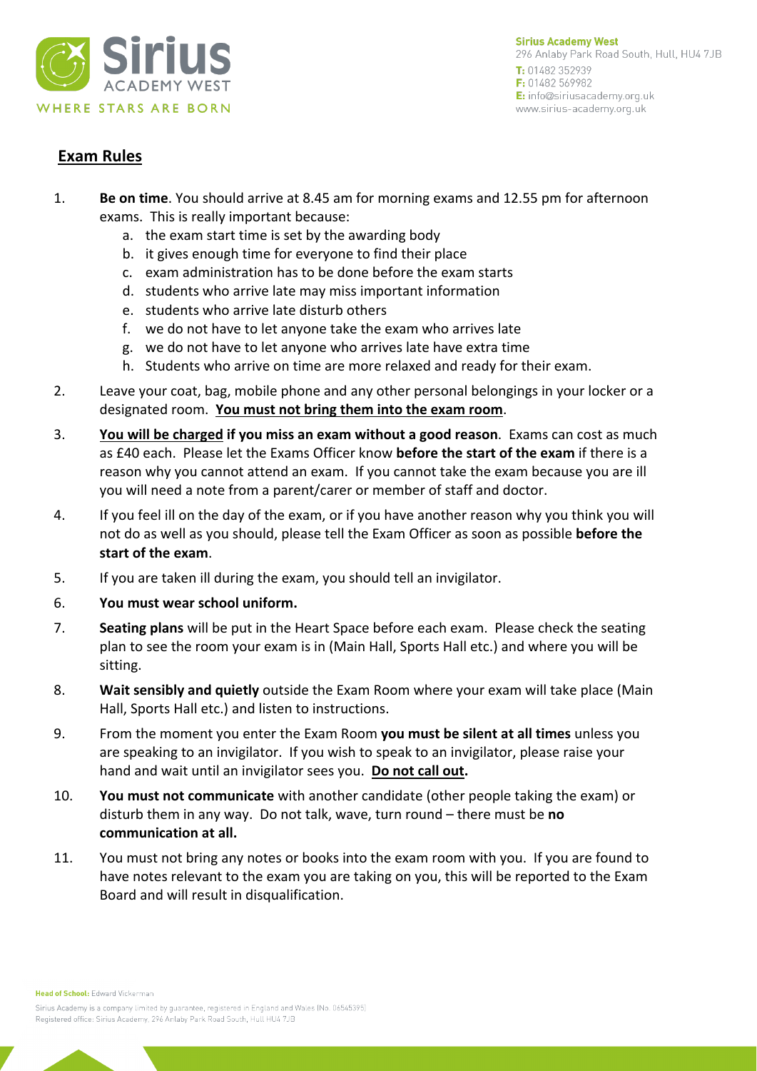**Sirius Academy West**
296 Anlaby Park Road South, Hull, HU4 7JB
**T:** 01482 352939
**F:** 01482 569982
**E:** info@siriusacademy.org.uk
www.sirius-academy.org.uk

# <u>Exam Rules</u>

1. **Be on time**. You should arrive at 8.45 am for morning exams and 12.55 pm for afternoon exams. This is really important because:
   a. the exam start time is set by the awarding body
   b. it gives enough time for everyone to find their place
   c. exam administration has to be done before the exam starts
   d. students who arrive late may miss important information
   e. students who arrive late disturb others
   f. we do not have to let anyone take the exam who arrives late
   g. we do not have to let anyone who arrives late have extra time
   h. Students who arrive on time are more relaxed and ready for their exam.
2. Leave your coat, bag, mobile phone and any other personal belongings in your locker or a designated room. **<u>You must not bring them into the exam room</u>**.
3. **<u>You will be charged</u> if you miss an exam without a good reason**. Exams can cost as much as £40 each. Please let the Exams Officer know **before the start of the exam** if there is a reason why you cannot attend an exam. If you cannot take the exam because you are ill you will need a note from a parent/carer or member of staff and doctor.
4. If you feel ill on the day of the exam, or if you have another reason why you think you will not do as well as you should, please tell the Exam Officer as soon as possible **before the start of the exam**.
5. If you are taken ill during the exam, you should tell an invigilator.
6. **You must wear school uniform.**
7. **Seating plans** will be put in the Heart Space before each exam. Please check the seating plan to see the room your exam is in (Main Hall, Sports Hall etc.) and where you will be sitting.
8. **Wait sensibly and quietly** outside the Exam Room where your exam will take place (Main Hall, Sports Hall etc.) and listen to instructions.
9. From the moment you enter the Exam Room **you must be silent at all times** unless you are speaking to an invigilator. If you wish to speak to an invigilator, please raise your hand and wait until an invigilator sees you. **<u>Do not call out</u>.**
10. **You must not communicate** with another candidate (other people taking the exam) or disturb them in any way. Do not talk, wave, turn round – there must be **no communication at all.**
11. You must not bring any notes or books into the exam room with you. If you are found to have notes relevant to the exam you are taking on you, this will be reported to the Exam Board and will result in disqualification.

**Head of School:** Edward Vickerman

Sirius Academy is a company limited by guarantee, registered in England and Wales (No. 06545395)
Registered office: Sirius Academy, 296 Anlaby Park Road South, Hull HU4 7JB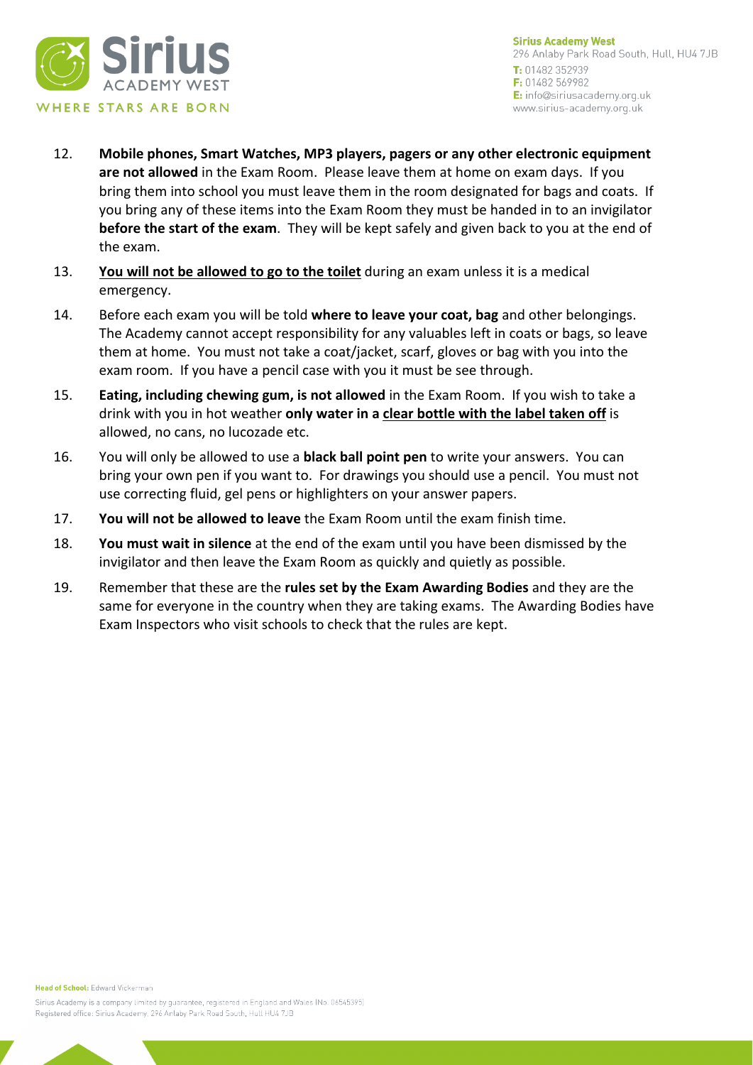12. **Mobile phones, Smart Watches, MP3 players, pagers or any other electronic equipment are not allowed** in the Exam Room. Please leave them at home on exam days. If you bring them into school you must leave them in the room designated for bags and coats. If you bring any of these items into the Exam Room they must be handed in to an invigilator **before the start of the exam**. They will be kept safely and given back to you at the end of the exam.

13. <u>**You will not be allowed to go to the toilet**</u> during an exam unless it is a medical emergency.

14. Before each exam you will be told **where to leave your coat, bag** and other belongings. The Academy cannot accept responsibility for any valuables left in coats or bags, so leave them at home. You must not take a coat/jacket, scarf, gloves or bag with you into the exam room. If you have a pencil case with you it must be see through.

15. **Eating, including chewing gum, is not allowed** in the Exam Room. If you wish to take a drink with you in hot weather **only water in a <u>clear bottle with the label taken off</u>** is allowed, no cans, no lucozade etc.

16. You will only be allowed to use a **black ball point pen** to write your answers. You can bring your own pen if you want to. For drawings you should use a pencil. You must not use correcting fluid, gel pens or highlighters on your answer papers.

17. **You will not be allowed to leave** the Exam Room until the exam finish time.

18. **You must wait in silence** at the end of the exam until you have been dismissed by the invigilator and then leave the Exam Room as quickly and quietly as possible.

19. Remember that these are the **rules set by the Exam Awarding Bodies** and they are the same for everyone in the country when they are taking exams. The Awarding Bodies have Exam Inspectors who visit schools to check that the rules are kept.